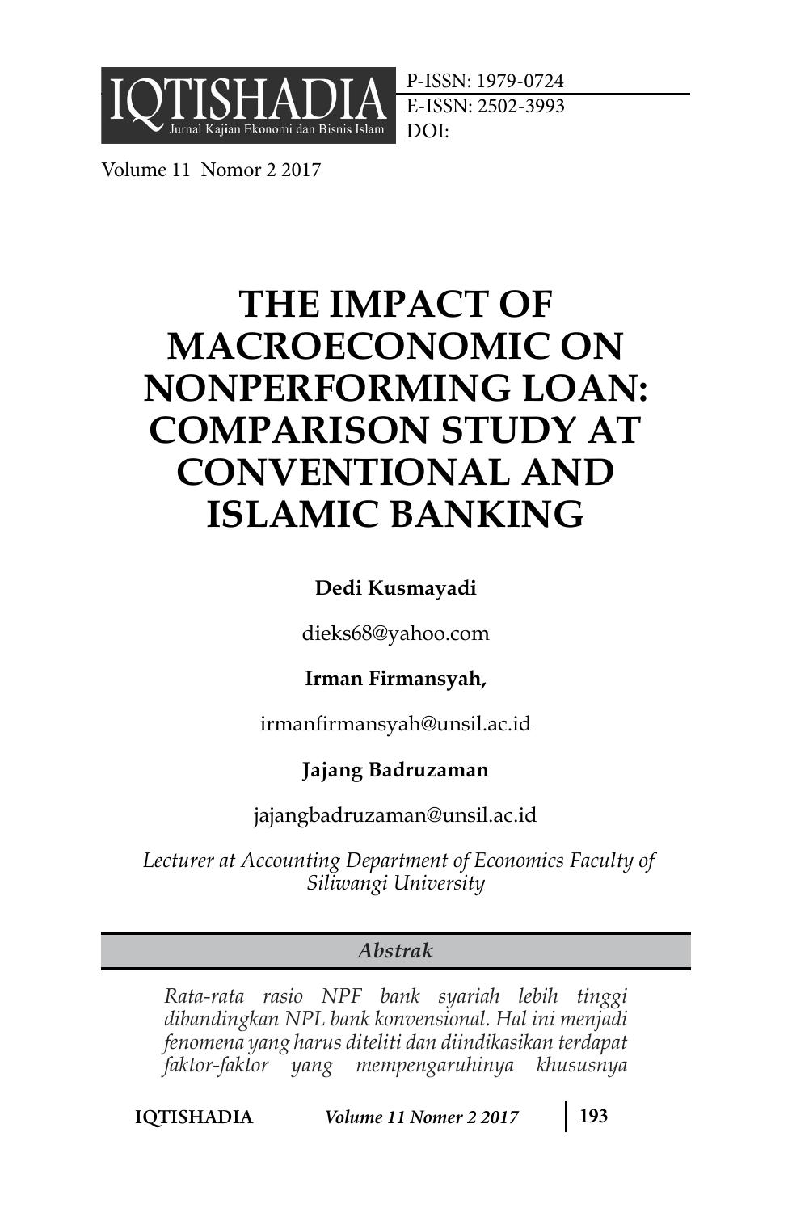IQTISHADIA
Jurnal Kajian Ekonomi dan Bisnis Islam

P-ISSN: 1979-0724
E-ISSN: 2502-3993
DOI:

Volume 11 Nomor 2 2017

# THE IMPACT OF MACROECONOMIC ON NONPERFORMING LOAN: COMPARISON STUDY AT CONVENTIONAL AND ISLAMIC BANKING

**Dedi Kusmayadi**

dieks68@yahoo.com

**Irman Firmansyah,**

irmanfirmansyah@unsil.ac.id

**Jajang Badruzaman**

jajangbadruzaman@unsil.ac.id

*Lecturer at Accounting Department of Economics Faculty of Siliwangi University*

## *Abstrak*

*Rata-rata rasio NPF bank syariah lebih tinggi dibandingkan NPL bank konvensional. Hal ini menjadi fenomena yang harus diteliti dan diindikasikan terdapat faktor-faktor yang mempengaruhinya khususnya*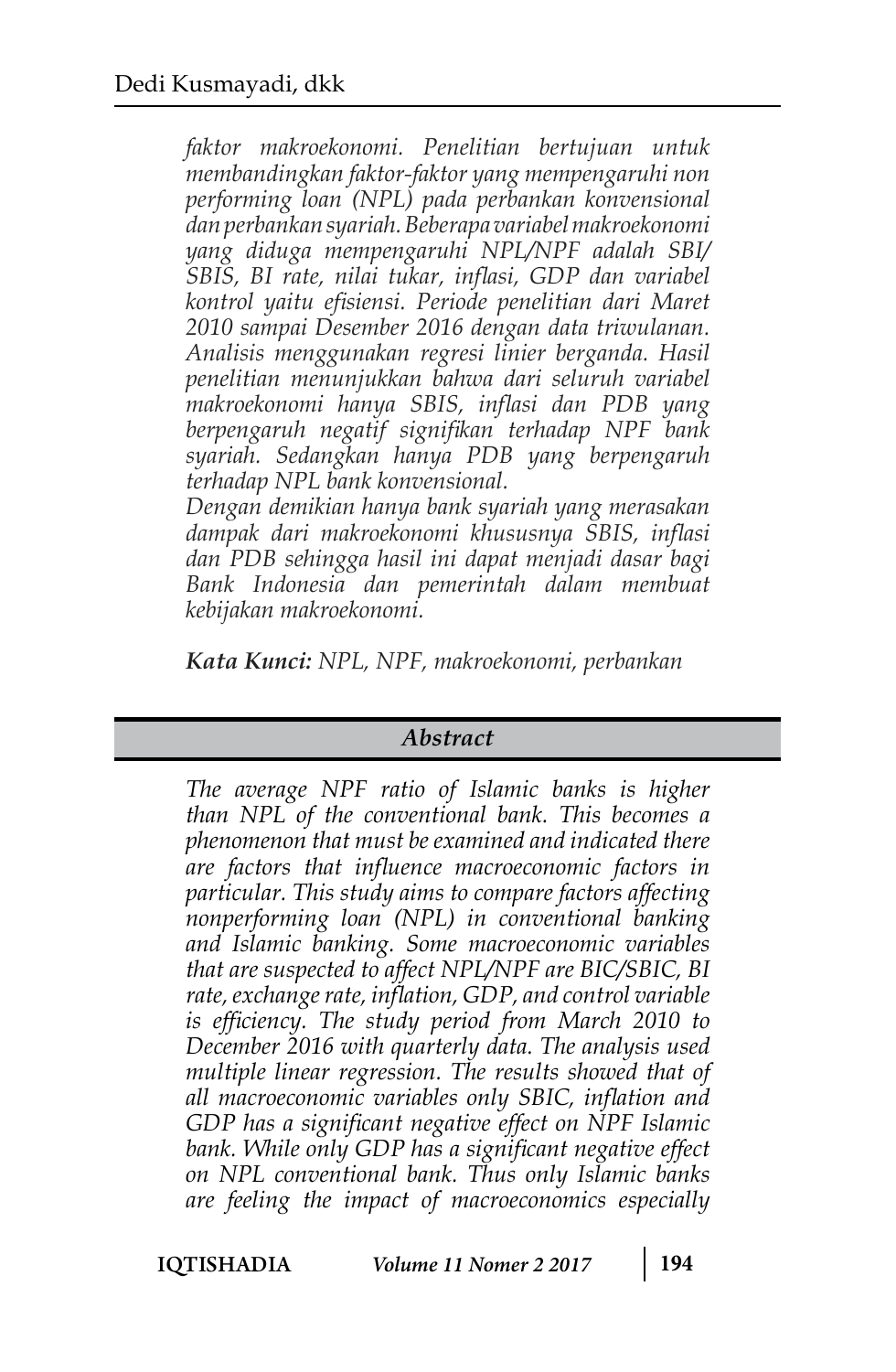*faktor makroekonomi. Penelitian bertujuan untuk membandingkan faktor-faktor yang mempengaruhi non performing loan (NPL) pada perbankan konvensional dan perbankan syariah. Beberapa variabel makroekonomi yang diduga mempengaruhi NPL/NPF adalah SBI/SBIS, BI rate, nilai tukar, inflasi, GDP dan variabel kontrol yaitu efisiensi. Periode penelitian dari Maret 2010 sampai Desember 2016 dengan data triwulanan. Analisis menggunakan regresi linier berganda. Hasil penelitian menunjukkan bahwa dari seluruh variabel makroekonomi hanya SBIS, inflasi dan PDB yang berpengaruh negatif signifikan terhadap NPF bank syariah. Sedangkan hanya PDB yang berpengaruh terhadap NPL bank konvensional.*

*Dengan demikian hanya bank syariah yang merasakan dampak dari makroekonomi khususnya SBIS, inflasi dan PDB sehingga hasil ini dapat menjadi dasar bagi Bank Indonesia dan pemerintah dalam membuat kebijakan makroekonomi.*

***Kata Kunci:*** *NPL, NPF, makroekonomi, perbankan*

## *Abstract*

*The average NPF ratio of Islamic banks is higher than NPL of the conventional bank. This becomes a phenomenon that must be examined and indicated there are factors that influence macroeconomic factors in particular. This study aims to compare factors affecting nonperforming loan (NPL) in conventional banking and Islamic banking. Some macroeconomic variables that are suspected to affect NPL/NPF are BIC/SBIC, BI rate, exchange rate, inflation, GDP, and control variable is efficiency. The study period from March 2010 to December 2016 with quarterly data. The analysis used multiple linear regression. The results showed that of all macroeconomic variables only SBIC, inflation and GDP has a significant negative effect on NPF Islamic bank. While only GDP has a significant negative effect on NPL conventional bank. Thus only Islamic banks are feeling the impact of macroeconomics especially*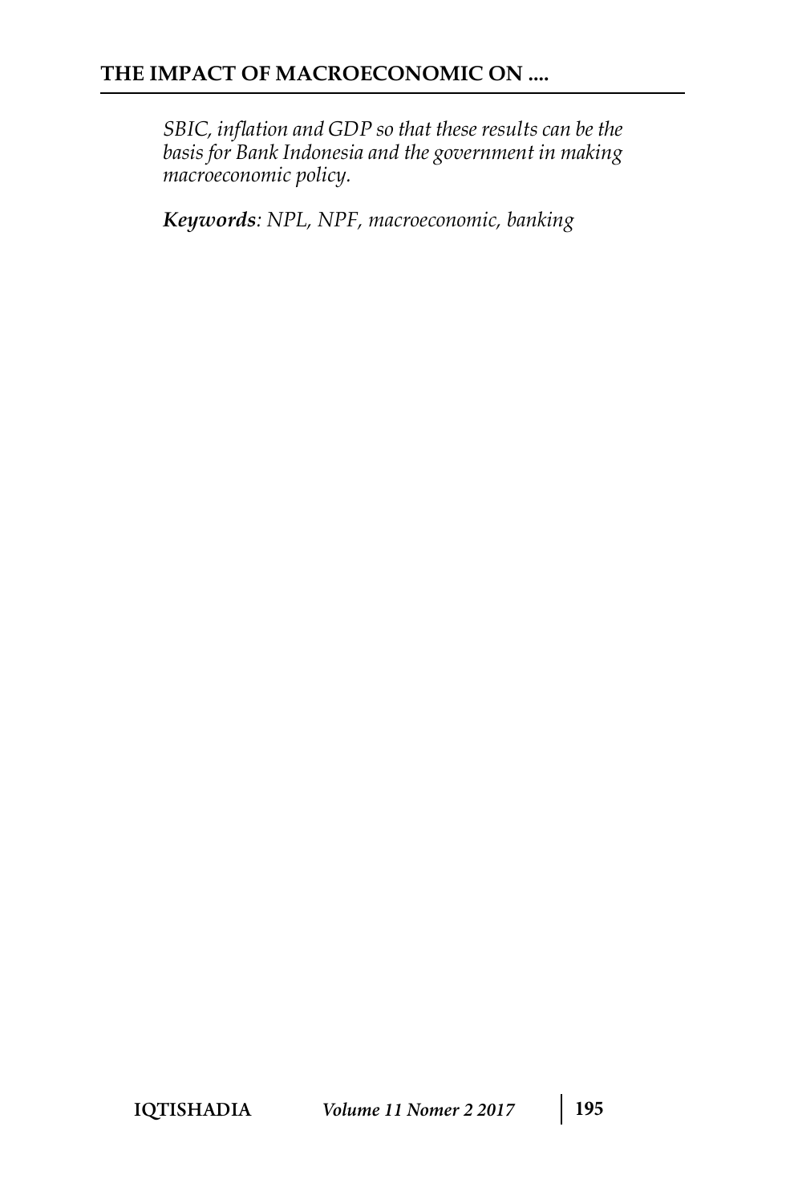*SBIC, inflation and GDP so that these results can be the basis for Bank Indonesia and the government in making macroeconomic policy.*

***Keywords**: NPL, NPF, macroeconomic, banking*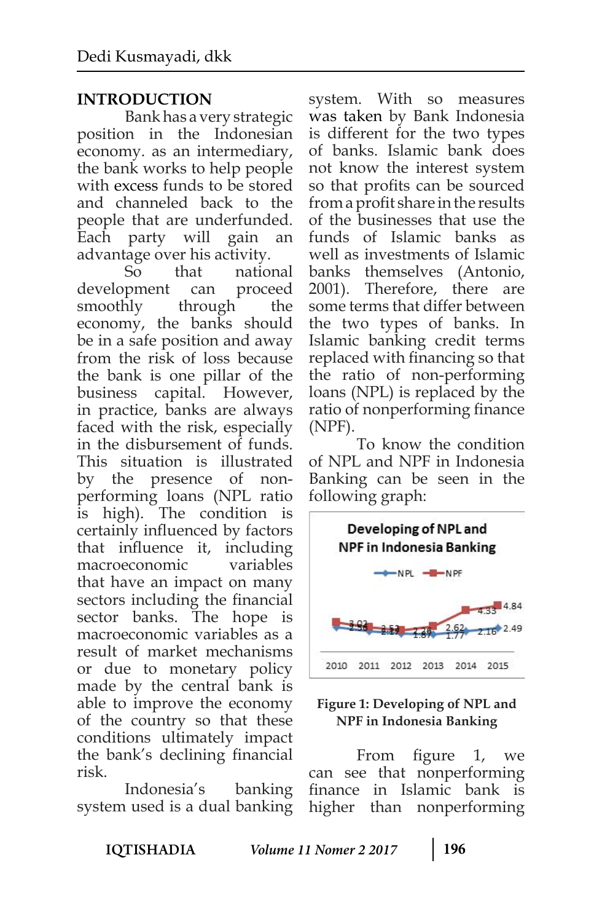## INTRODUCTION

Bank has a very strategic position in the Indonesian economy. as an intermediary, the bank works to help people with excess funds to be stored and channeled back to the people that are underfunded. Each party will gain an advantage over his activity.

So that national development can proceed smoothly through the economy, the banks should be in a safe position and away from the risk of loss because the bank is one pillar of the business capital. However, in practice, banks are always faced with the risk, especially in the disbursement of funds. This situation is illustrated by the presence of non-performing loans (NPL ratio is high). The condition is certainly influenced by factors that influence it, including macroeconomic variables that have an impact on many sectors including the financial sector banks. The hope is macroeconomic variables as a result of market mechanisms or due to monetary policy made by the central bank is able to improve the economy of the country so that these conditions ultimately impact the bank's declining financial risk.

Indonesia's banking system used is a dual banking system. With so measures was taken by Bank Indonesia is different for the two types of banks. Islamic bank does not know the interest system so that profits can be sourced from a profit share in the results of the businesses that use the funds of Islamic banks as well as investments of Islamic banks themselves (Antonio, 2001). Therefore, there are some terms that differ between the two types of banks. In Islamic banking credit terms replaced with financing so that the ratio of non-performing loans (NPL) is replaced by the ratio of nonperforming finance (NPF).

To know the condition of NPL and NPF in Indonesia Banking can be seen in the following graph:

**Figure 1: Developing of NPL and NPF in Indonesia Banking**

From figure 1, we can see that nonperforming finance in Islamic bank is higher than nonperforming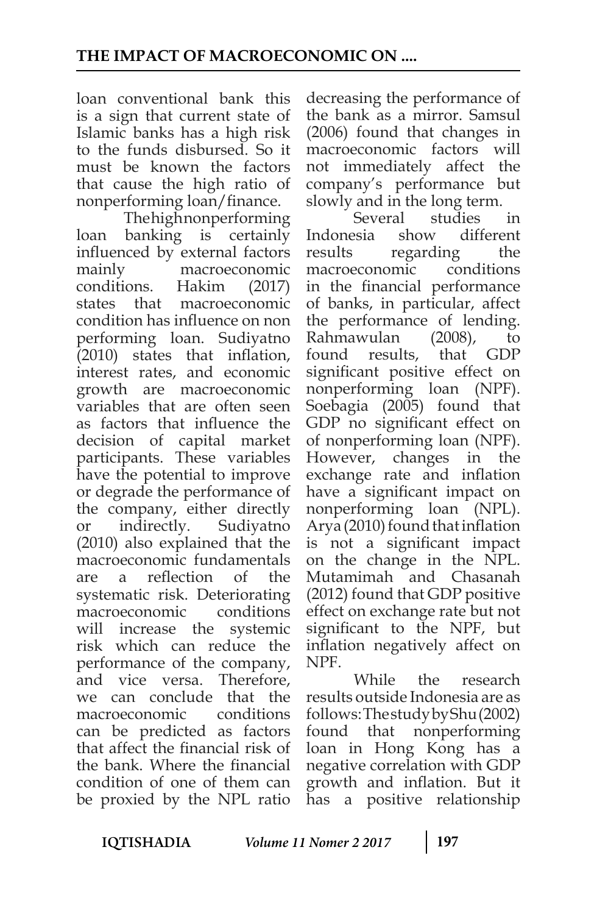loan conventional bank this is a sign that current state of Islamic banks has a high risk to the funds disbursed. So it must be known the factors that cause the high ratio of nonperforming loan/finance.

The high nonperforming loan banking is certainly influenced by external factors mainly macroeconomic conditions. Hakim (2017) states that macroeconomic condition has influence on non performing loan. Sudiyatno (2010) states that inflation, interest rates, and economic growth are macroeconomic variables that are often seen as factors that influence the decision of capital market participants. These variables have the potential to improve or degrade the performance of the company, either directly or indirectly. Sudiyatno (2010) also explained that the macroeconomic fundamentals are a reflection of the systematic risk. Deteriorating macroeconomic conditions will increase the systemic risk which can reduce the performance of the company, and vice versa. Therefore, we can conclude that the macroeconomic conditions can be predicted as factors that affect the financial risk of the bank. Where the financial condition of one of them can be proxied by the NPL ratio decreasing the performance of the bank as a mirror. Samsul (2006) found that changes in macroeconomic factors will not immediately affect the company's performance but slowly and in the long term.

Several studies in Indonesia show different results regarding the macroeconomic conditions in the financial performance of banks, in particular, affect the performance of lending. Rahmawulan (2008), to found results, that GDP significant positive effect on nonperforming loan (NPF). Soebagia (2005) found that GDP no significant effect on of nonperforming loan (NPF). However, changes in the exchange rate and inflation have a significant impact on nonperforming loan (NPL). Arya (2010) found that inflation is not a significant impact on the change in the NPL. Mutamimah and Chasanah (2012) found that GDP positive effect on exchange rate but not significant to the NPF, but inflation negatively affect on NPF.

While the research results outside Indonesia are as follows: The study by Shu (2002) found that nonperforming loan in Hong Kong has a negative correlation with GDP growth and inflation. But it has a positive relationship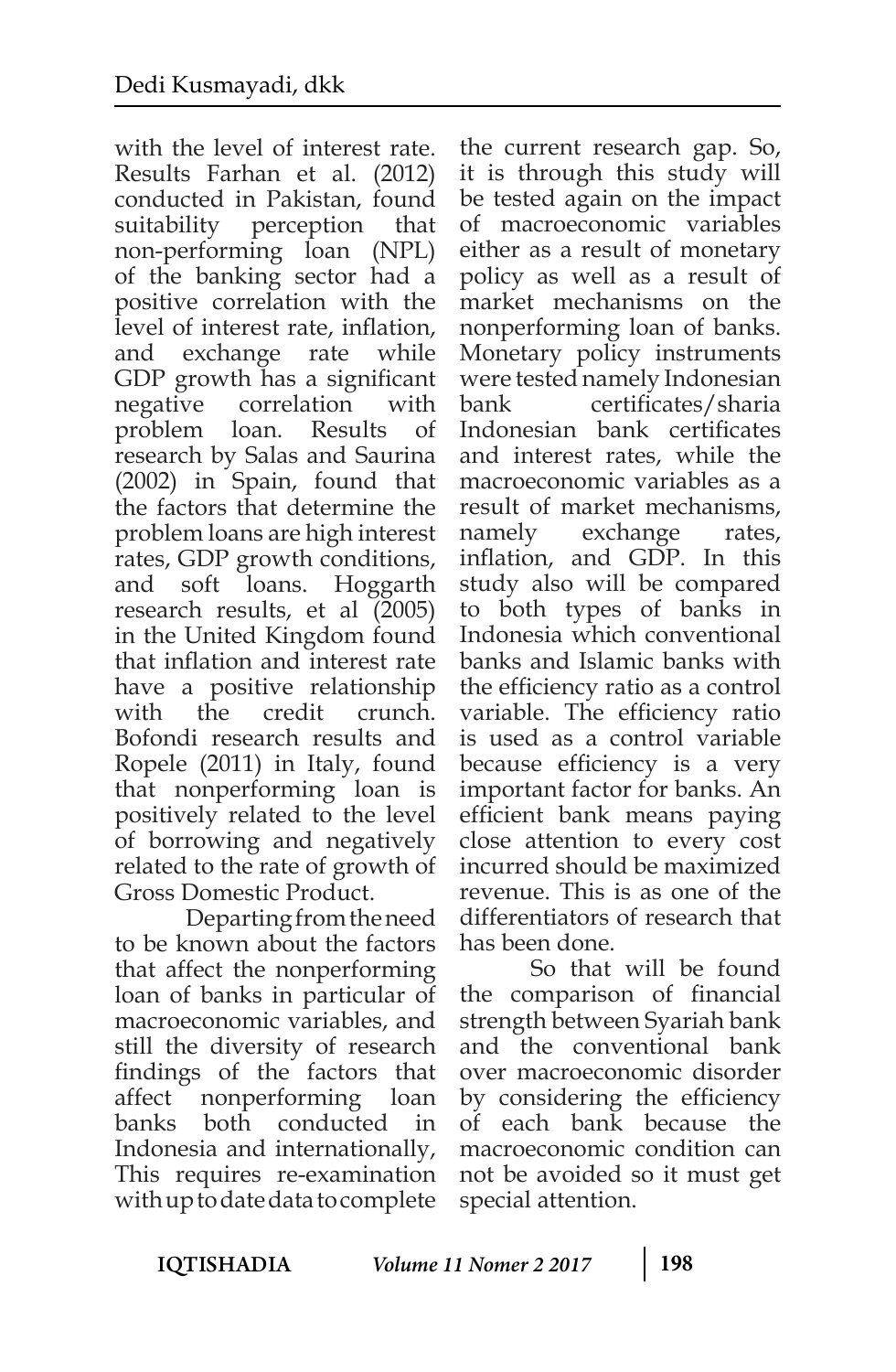with the level of interest rate. Results Farhan et al. (2012) conducted in Pakistan, found suitability perception that non-performing loan (NPL) of the banking sector had a positive correlation with the level of interest rate, inflation, and exchange rate while GDP growth has a significant negative correlation with problem loan. Results of research by Salas and Saurina (2002) in Spain, found that the factors that determine the problem loans are high interest rates, GDP growth conditions, and soft loans. Hoggarth research results, et al (2005) in the United Kingdom found that inflation and interest rate have a positive relationship with the credit crunch. Bofondi research results and Ropele (2011) in Italy, found that nonperforming loan is positively related to the level of borrowing and negatively related to the rate of growth of Gross Domestic Product.

Departing from the need to be known about the factors that affect the nonperforming loan of banks in particular of macroeconomic variables, and still the diversity of research findings of the factors that affect nonperforming loan banks both conducted in Indonesia and internationally, This requires re-examination with up to date data to complete the current research gap. So, it is through this study will be tested again on the impact of macroeconomic variables either as a result of monetary policy as well as a result of market mechanisms on the nonperforming loan of banks. Monetary policy instruments were tested namely Indonesian bank certificates/sharia Indonesian bank certificates and interest rates, while the macroeconomic variables as a result of market mechanisms, namely exchange rates, inflation, and GDP. In this study also will be compared to both types of banks in Indonesia which conventional banks and Islamic banks with the efficiency ratio as a control variable. The efficiency ratio is used as a control variable because efficiency is a very important factor for banks. An efficient bank means paying close attention to every cost incurred should be maximized revenue. This is as one of the differentiators of research that has been done.

So that will be found the comparison of financial strength between Syariah bank and the conventional bank over macroeconomic disorder by considering the efficiency of each bank because the macroeconomic condition can not be avoided so it must get special attention.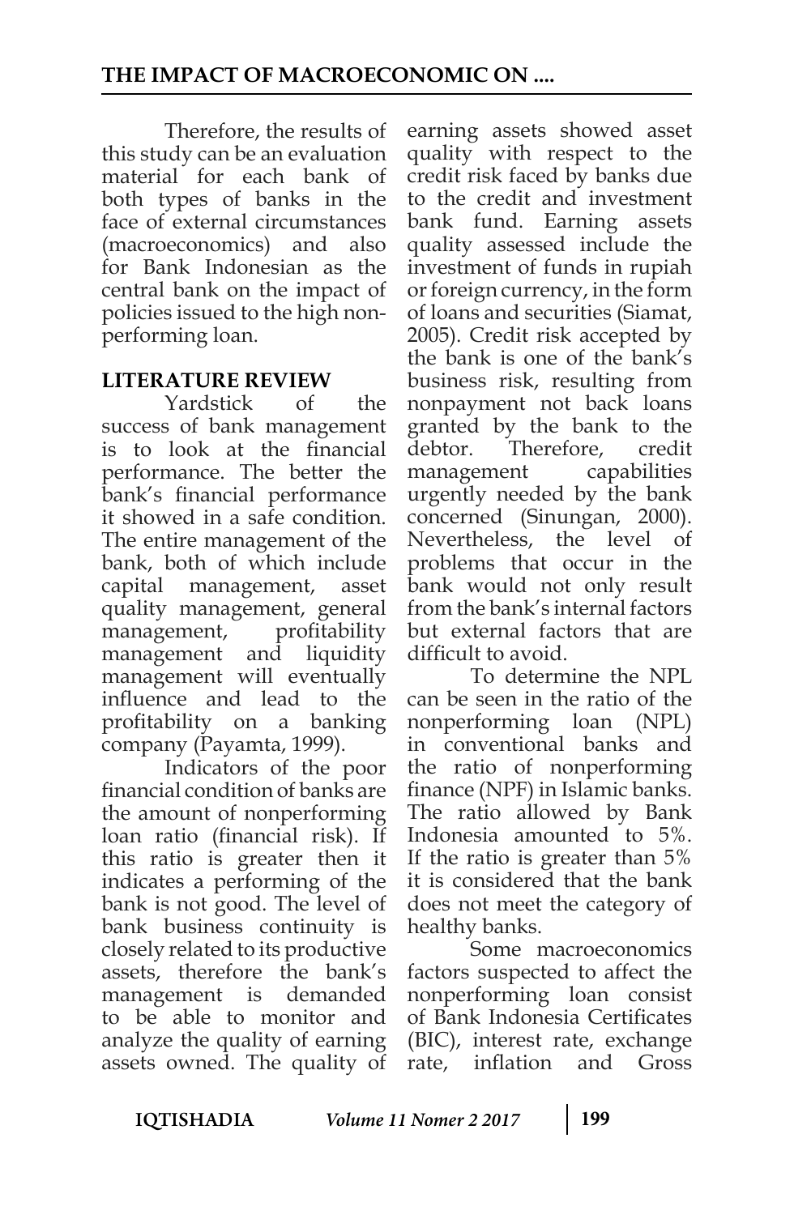Therefore, the results of this study can be an evaluation material for each bank of both types of banks in the face of external circumstances (macroeconomics) and also for Bank Indonesian as the central bank on the impact of policies issued to the high non-performing loan.

## LITERATURE REVIEW

Yardstick of the success of bank management is to look at the financial performance. The better the bank's financial performance it showed in a safe condition. The entire management of the bank, both of which include capital management, asset quality management, general management, profitability management and liquidity management will eventually influence and lead to the profitability on a banking company (Payamta, 1999).

Indicators of the poor financial condition of banks are the amount of nonperforming loan ratio (financial risk). If this ratio is greater then it indicates a performing of the bank is not good. The level of bank business continuity is closely related to its productive assets, therefore the bank's management is demanded to be able to monitor and analyze the quality of earning assets owned. The quality of earning assets showed asset quality with respect to the credit risk faced by banks due to the credit and investment bank fund. Earning assets quality assessed include the investment of funds in rupiah or foreign currency, in the form of loans and securities (Siamat, 2005). Credit risk accepted by the bank is one of the bank's business risk, resulting from nonpayment not back loans granted by the bank to the debtor. Therefore, credit management capabilities urgently needed by the bank concerned (Sinungan, 2000). Nevertheless, the level of problems that occur in the bank would not only result from the bank's internal factors but external factors that are difficult to avoid.

To determine the NPL can be seen in the ratio of the nonperforming loan (NPL) in conventional banks and the ratio of nonperforming finance (NPF) in Islamic banks. The ratio allowed by Bank Indonesia amounted to 5%. If the ratio is greater than 5% it is considered that the bank does not meet the category of healthy banks.

Some macroeconomics factors suspected to affect the nonperforming loan consist of Bank Indonesia Certificates (BIC), interest rate, exchange rate, inflation and Gross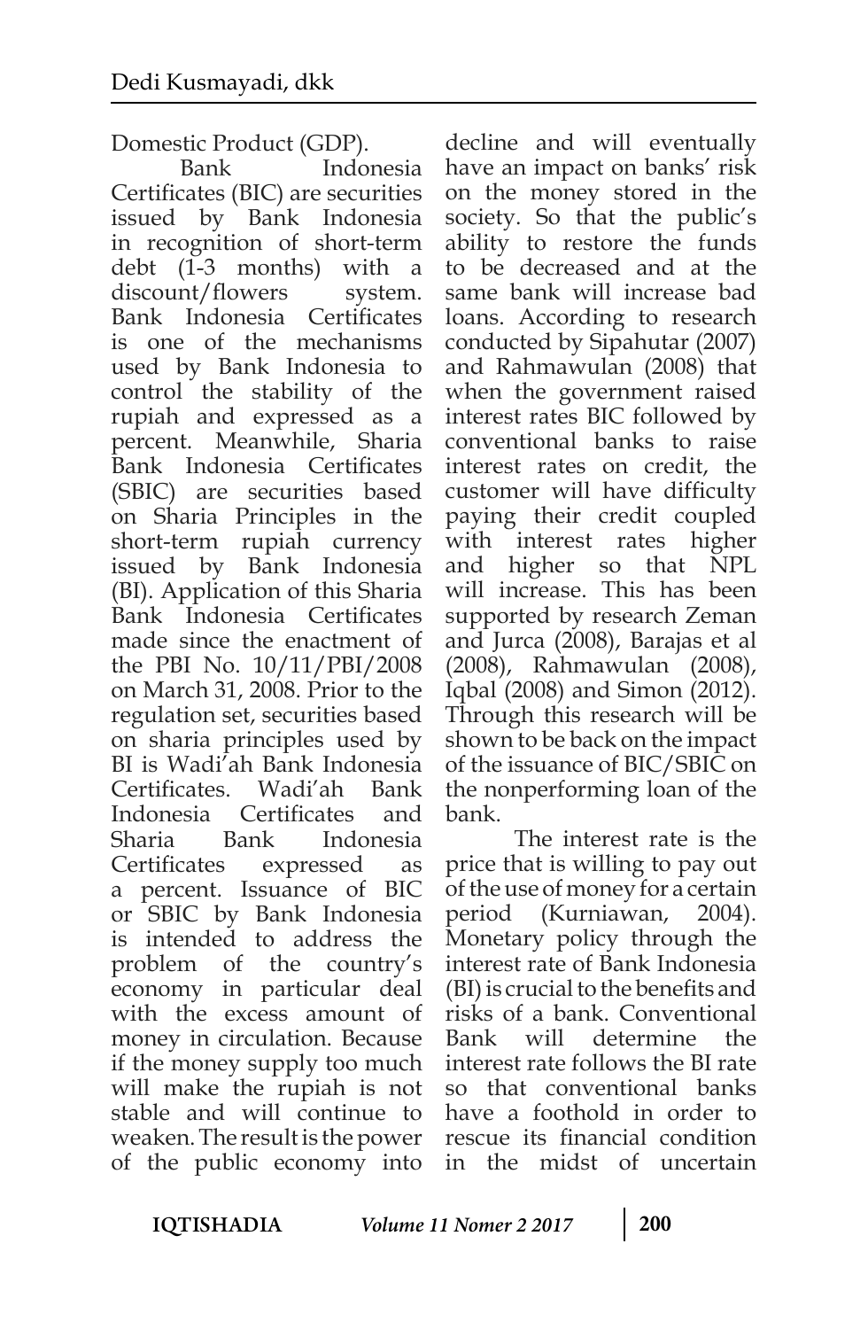Domestic Product (GDP).

Bank Indonesia Certificates (BIC) are securities issued by Bank Indonesia in recognition of short-term debt (1-3 months) with a discount/flowers system. Bank Indonesia Certificates is one of the mechanisms used by Bank Indonesia to control the stability of the rupiah and expressed as a percent. Meanwhile, Sharia Bank Indonesia Certificates (SBIC) are securities based on Sharia Principles in the short-term rupiah currency issued by Bank Indonesia (BI). Application of this Sharia Bank Indonesia Certificates made since the enactment of the PBI No. 10/11/PBI/2008 on March 31, 2008. Prior to the regulation set, securities based on sharia principles used by BI is Wadi'ah Bank Indonesia Certificates. Wadi'ah Bank Indonesia Certificates and Sharia Bank Indonesia Certificates expressed as a percent. Issuance of BIC or SBIC by Bank Indonesia is intended to address the problem of the country's economy in particular deal with the excess amount of money in circulation. Because if the money supply too much will make the rupiah is not stable and will continue to weaken. The result is the power of the public economy into decline and will eventually have an impact on banks' risk on the money stored in the society. So that the public's ability to restore the funds to be decreased and at the same bank will increase bad loans. According to research conducted by Sipahutar (2007) and Rahmawulan (2008) that when the government raised interest rates BIC followed by conventional banks to raise interest rates on credit, the customer will have difficulty paying their credit coupled with interest rates higher and higher so that NPL will increase. This has been supported by research Zeman and Jurca (2008), Barajas et al (2008), Rahmawulan (2008), Iqbal (2008) and Simon (2012). Through this research will be shown to be back on the impact of the issuance of BIC/SBIC on the nonperforming loan of the bank.

The interest rate is the price that is willing to pay out of the use of money for a certain period (Kurniawan, 2004). Monetary policy through the interest rate of Bank Indonesia (BI) is crucial to the benefits and risks of a bank. Conventional Bank will determine the interest rate follows the BI rate so that conventional banks have a foothold in order to rescue its financial condition in the midst of uncertain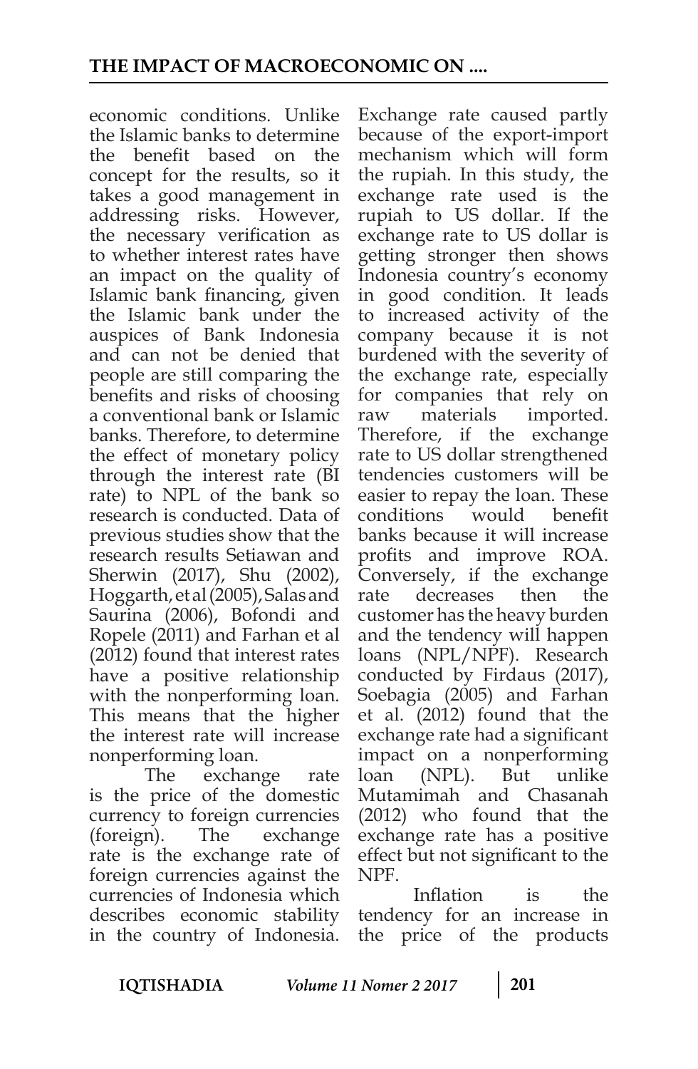economic conditions. Unlike the Islamic banks to determine the benefit based on the concept for the results, so it takes a good management in addressing risks. However, the necessary verification as to whether interest rates have an impact on the quality of Islamic bank financing, given the Islamic bank under the auspices of Bank Indonesia and can not be denied that people are still comparing the benefits and risks of choosing a conventional bank or Islamic banks. Therefore, to determine the effect of monetary policy through the interest rate (BI rate) to NPL of the bank so research is conducted. Data of previous studies show that the research results Setiawan and Sherwin (2017), Shu (2002), Hoggarth, et al (2005), Salas and Saurina (2006), Bofondi and Ropele (2011) and Farhan et al (2012) found that interest rates have a positive relationship with the nonperforming loan. This means that the higher the interest rate will increase nonperforming loan.

The exchange rate is the price of the domestic currency to foreign currencies (foreign). The exchange rate is the exchange rate of foreign currencies against the currencies of Indonesia which describes economic stability in the country of Indonesia. Exchange rate caused partly because of the export-import mechanism which will form the rupiah. In this study, the exchange rate used is the rupiah to US dollar. If the exchange rate to US dollar is getting stronger then shows Indonesia country's economy in good condition. It leads to increased activity of the company because it is not burdened with the severity of the exchange rate, especially for companies that rely on raw materials imported. Therefore, if the exchange rate to US dollar strengthened tendencies customers will be easier to repay the loan. These conditions would benefit banks because it will increase profits and improve ROA. Conversely, if the exchange rate decreases then the customer has the heavy burden and the tendency will happen loans (NPL/NPF). Research conducted by Firdaus (2017), Soebagia (2005) and Farhan et al. (2012) found that the exchange rate had a significant impact on a nonperforming loan (NPL). But unlike Mutamimah and Chasanah (2012) who found that the exchange rate has a positive effect but not significant to the NPF.

Inflation is the tendency for an increase in the price of the products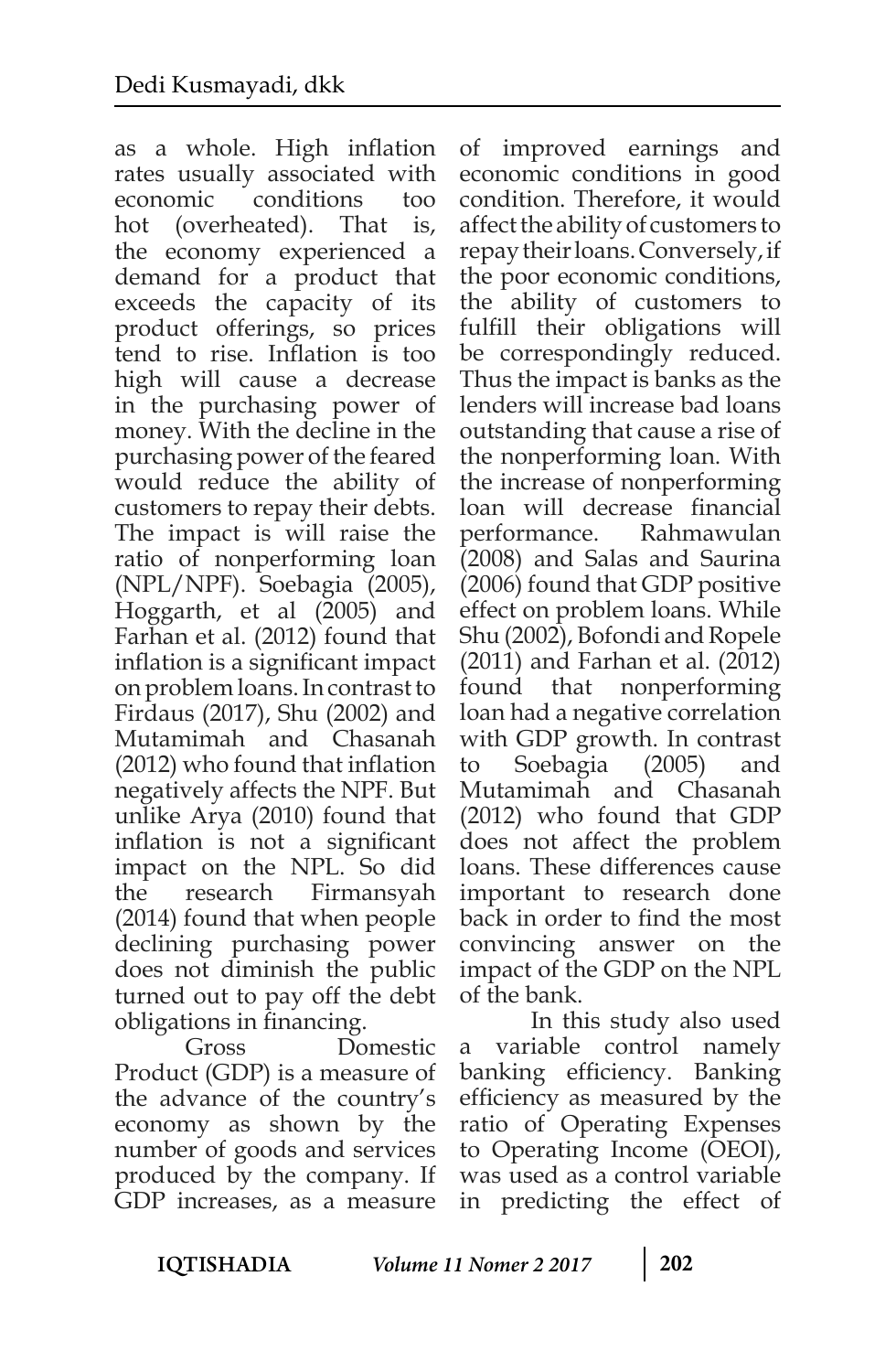as a whole. High inflation rates usually associated with economic conditions too hot (overheated). That is, the economy experienced a demand for a product that exceeds the capacity of its product offerings, so prices tend to rise. Inflation is too high will cause a decrease in the purchasing power of money. With the decline in the purchasing power of the feared would reduce the ability of customers to repay their debts. The impact is will raise the ratio of nonperforming loan (NPL/NPF). Soebagia (2005), Hoggarth, et al (2005) and Farhan et al. (2012) found that inflation is a significant impact on problem loans. In contrast to Firdaus (2017), Shu (2002) and Mutamimah and Chasanah (2012) who found that inflation negatively affects the NPF. But unlike Arya (2010) found that inflation is not a significant impact on the NPL. So did the research Firmansyah (2014) found that when people declining purchasing power does not diminish the public turned out to pay off the debt obligations in financing.

Gross Domestic Product (GDP) is a measure of the advance of the country's economy as shown by the number of goods and services produced by the company. If GDP increases, as a measure of improved earnings and economic conditions in good condition. Therefore, it would affect the ability of customers to repay their loans. Conversely, if the poor economic conditions, the ability of customers to fulfill their obligations will be correspondingly reduced. Thus the impact is banks as the lenders will increase bad loans outstanding that cause a rise of the nonperforming loan. With the increase of nonperforming loan will decrease financial performance. Rahmawulan (2008) and Salas and Saurina (2006) found that GDP positive effect on problem loans. While Shu (2002), Bofondi and Ropele (2011) and Farhan et al. (2012) found that nonperforming loan had a negative correlation with GDP growth. In contrast to Soebagia (2005) and Mutamimah and Chasanah (2012) who found that GDP does not affect the problem loans. These differences cause important to research done back in order to find the most convincing answer on the impact of the GDP on the NPL of the bank.

In this study also used a variable control namely banking efficiency. Banking efficiency as measured by the ratio of Operating Expenses to Operating Income (OEOI), was used as a control variable in predicting the effect of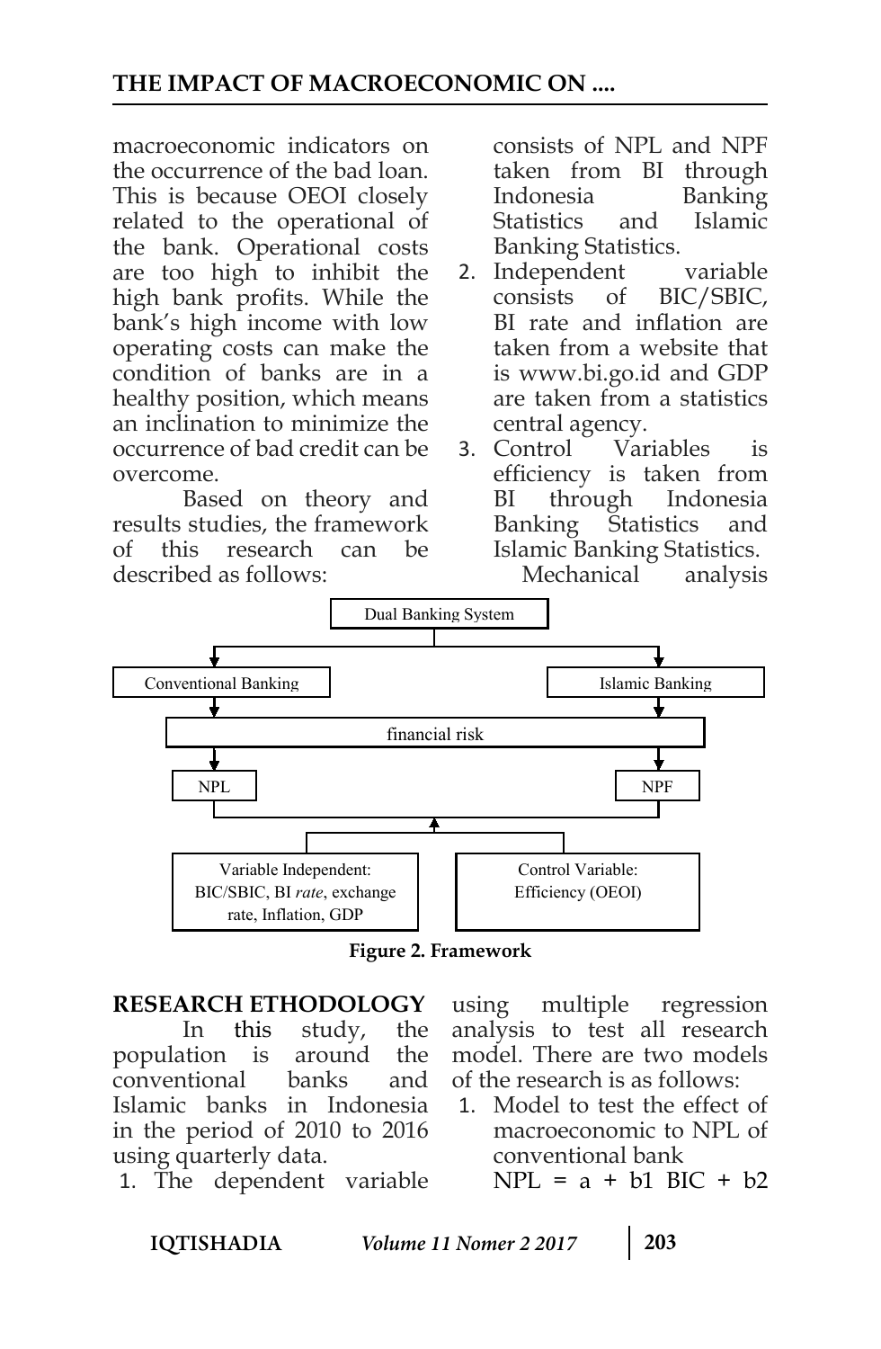macroeconomic indicators on the occurrence of the bad loan. This is because OEOI closely related to the operational of the bank. Operational costs are too high to inhibit the high bank profits. While the bank's high income with low operating costs can make the condition of banks are in a healthy position, which means an inclination to minimize the occurrence of bad credit can be overcome.

Based on theory and results studies, the framework of this research can be described as follows:

Dual Banking System

Conventional Banking | Islamic Banking

financial risk

NPL | NPF

Variable Independent: BIC/SBIC, BI *rate*, exchange rate, Inflation, GDP

Control Variable: Efficiency (OEOI)

**Figure 2. Framework**

## RESEARCH ETHODOLOGY

In this study, the population is around the conventional banks and Islamic banks in Indonesia in the period of 2010 to 2016 using quarterly data.

1. The dependent variable consists of NPL and NPF taken from BI through Indonesia Banking Statistics and Islamic Banking Statistics.
2. Independent variable consists of BIC/SBIC, BI rate and inflation are taken from a website that is www.bi.go.id and GDP are taken from a statistics central agency.
3. Control Variables is efficiency is taken from BI through Indonesia Banking Statistics and Islamic Banking Statistics.

Mechanical analysis using multiple regression analysis to test all research model. There are two models of the research is as follows:

1. Model to test the effect of macroeconomic to NPL of conventional bank

   NPL = a + b1 BIC + b2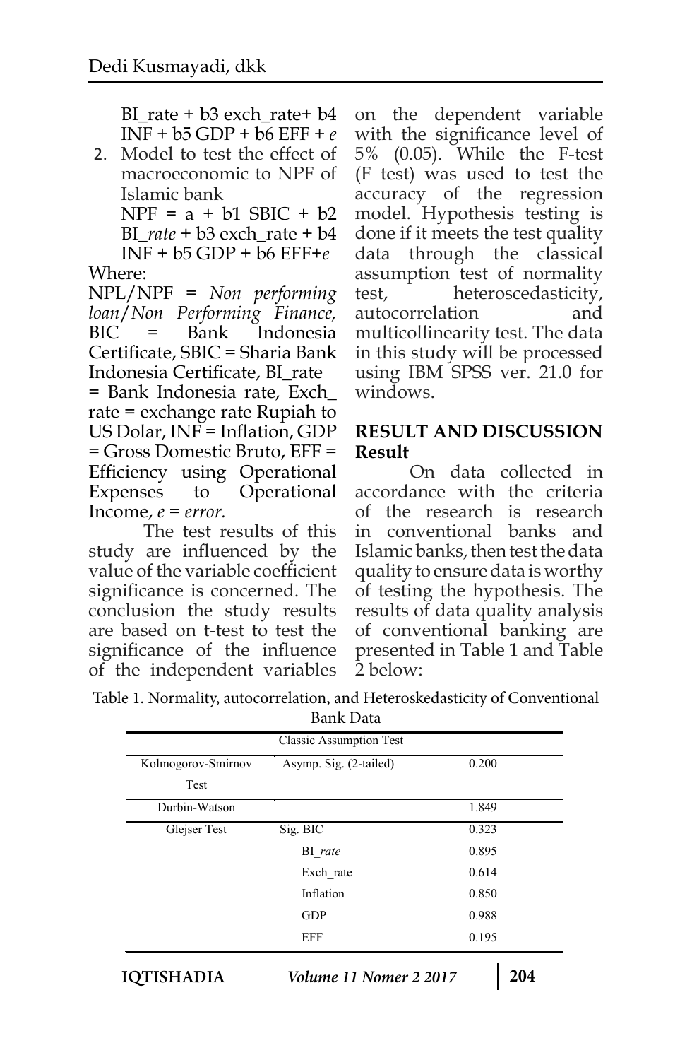BI_rate + b3 exch_rate+ b4 INF + b5 GDP + b6 EFF + *e*

2. Model to test the effect of macroeconomic to NPF of Islamic bank

   NPF = a + b1 SBIC + b2 BI_*rate* + b3 exch_rate + b4 INF + b5 GDP + b6 EFF+*e*

Where:

NPL/NPF = *Non performing loan/Non Performing Finance,* BIC = Bank Indonesia Certificate, SBIC = Sharia Bank Indonesia Certificate, BI_rate = Bank Indonesia rate, Exch_rate = exchange rate Rupiah to US Dolar, INF = Inflation, GDP = Gross Domestic Bruto, EFF = Efficiency using Operational Expenses to Operational Income, *e* = *error.*

The test results of this study are influenced by the value of the variable coefficient significance is concerned. The conclusion the study results are based on t-test to test the significance of the influence of the independent variables on the dependent variable with the significance level of 5% (0.05). While the F-test (F test) was used to test the accuracy of the regression model. Hypothesis testing is done if it meets the test quality data through the classical assumption test of normality test, heteroscedasticity, autocorrelation and multicollinearity test. The data in this study will be processed using IBM SPSS ver. 21.0 for windows.

## RESULT AND DISCUSSION

### Result

On data collected in accordance with the criteria of the research is research in conventional banks and Islamic banks, then test the data quality to ensure data is worthy of testing the hypothesis. The results of data quality analysis of conventional banking are presented in Table 1 and Table 2 below:

Table 1. Normality, autocorrelation, and Heteroskedasticity of Conventional Bank Data

| Classic Assumption Test | | |
|---|---|---|
| Kolmogorov-Smirnov Test | Asymp. Sig. (2-tailed) | 0.200 |
| Durbin-Watson | | 1.849 |
| Glejser Test | Sig. BIC | 0.323 |
| | BI_*rate* | 0.895 |
| | Exch_rate | 0.614 |
| | Inflation | 0.850 |
| | GDP | 0.988 |
| | EFF | 0.195 |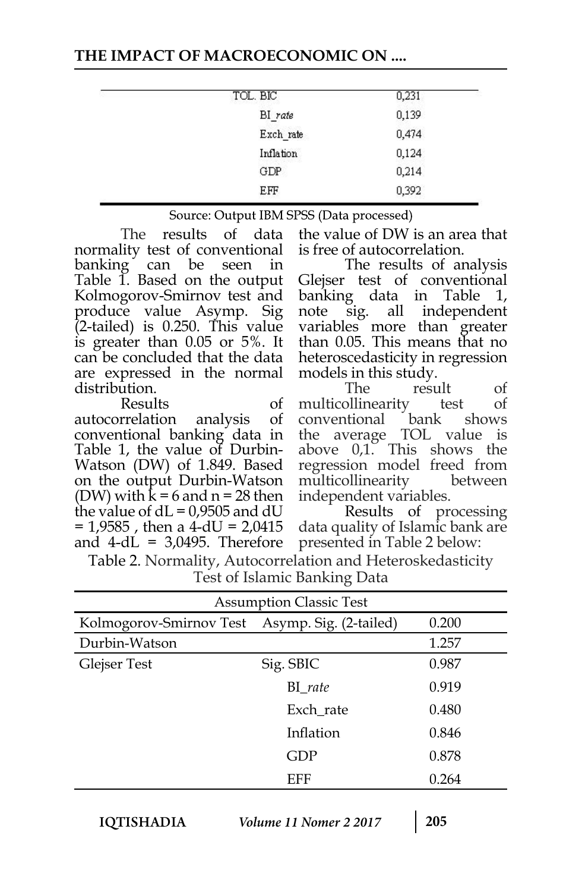| | |
|---|---|
| TOL. BIC | 0,231 |
| BI_*rate* | 0,139 |
| Exch_rate | 0,474 |
| Inflation | 0,124 |
| GDP | 0,214 |
| EFF | 0,392 |

Source: Output IBM SPSS (Data processed)

The results of data normality test of conventional banking can be seen in Table 1. Based on the output Kolmogorov-Smirnov test and produce value Asymp. Sig (2-tailed) is 0.250. This value is greater than 0.05 or 5%. It can be concluded that the data are expressed in the normal distribution.

Results of autocorrelation analysis of conventional banking data in Table 1, the value of Durbin-Watson (DW) of 1.849. Based on the output Durbin-Watson (DW) with k = 6 and n = 28 then the value of dL = 0,9505 and dU = 1,9585 , then a 4-dU = 2,0415 and 4-dL = 3,0495. Therefore the value of DW is an area that is free of autocorrelation.

The results of analysis Glejser test of conventional banking data in Table 1, note sig. all independent variables more than greater than 0.05. This means that no heteroscedasticity in regression models in this study.

The result of multicollinearity test of conventional bank shows the average TOL value is above 0,1. This shows the regression model freed from multicollinearity between independent variables.

Results of processing data quality of Islamic bank are presented in Table 2 below:

Table 2. Normality, Autocorrelation and Heteroskedasticity Test of Islamic Banking Data

| Assumption Classic Test | | |
|---|---|---|
| Kolmogorov-Smirnov Test | Asymp. Sig. (2-tailed) | 0.200 |
| Durbin-Watson | | 1.257 |
| Glejser Test | Sig. SBIC | 0.987 |
| | BI_*rate* | 0.919 |
| | Exch_rate | 0.480 |
| | Inflation | 0.846 |
| | GDP | 0.878 |
| | EFF | 0.264 |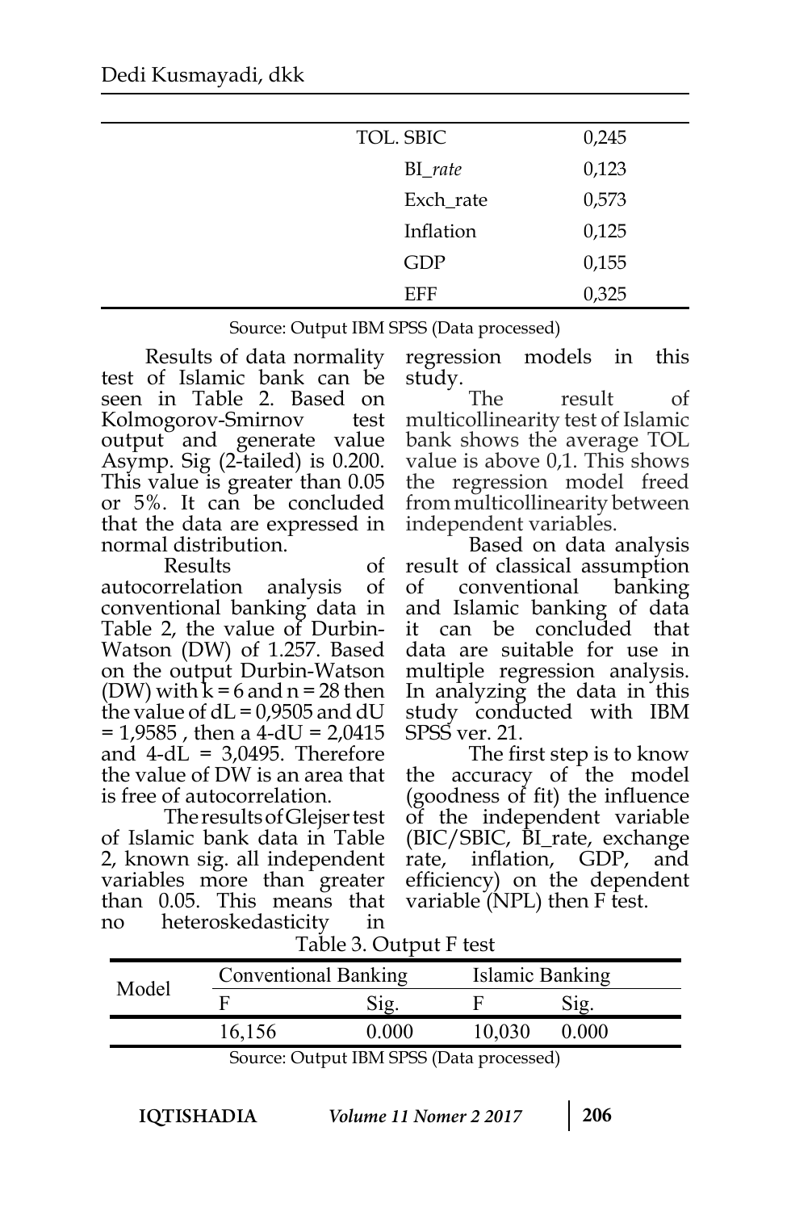| TOL. SBIC | 0,245 |
|---|---|
| BI_*rate* | 0,123 |
| Exch_rate | 0,573 |
| Inflation | 0,125 |
| GDP | 0,155 |
| EFF | 0,325 |

Source: Output IBM SPSS (Data processed)

Results of data normality test of Islamic bank can be seen in Table 2. Based on Kolmogorov-Smirnov test output and generate value Asymp. Sig (2-tailed) is 0.200. This value is greater than 0.05 or 5%. It can be concluded that the data are expressed in normal distribution.

Results of autocorrelation analysis of conventional banking data in Table 2, the value of Durbin-Watson (DW) of 1.257. Based on the output Durbin-Watson (DW) with $k = 6$ and $n = 28$ then the value of $dL = 0,9505$ and $dU = 1,9585$ , then a $4\text{-}dU = 2,0415$ and $4\text{-}dL = 3,0495$. Therefore the value of DW is an area that is free of autocorrelation.

The results of Glejser test of Islamic bank data in Table 2, known sig. all independent variables more than greater than 0.05. This means that no heteroskedasticity in regression models in this study.

The result of multicollinearity test of Islamic bank shows the average TOL value is above 0,1. This shows the regression model freed from multicollinearity between independent variables.

Based on data analysis result of classical assumption of conventional banking and Islamic banking of data it can be concluded that data are suitable for use in multiple regression analysis. In analyzing the data in this study conducted with IBM SPSS ver. 21.

The first step is to know the accuracy of the model (goodness of fit) the influence of the independent variable (BIC/SBIC, BI_rate, exchange rate, inflation, GDP, and efficiency) on the dependent variable (NPL) then F test.

Table 3. Output F test

| Model | Conventional Banking | | Islamic Banking | |
|---|---|---|---|---|
| | F | Sig. | F | Sig. |
| | 16,156 | 0.000 | 10,030 | 0.000 |

Source: Output IBM SPSS (Data processed)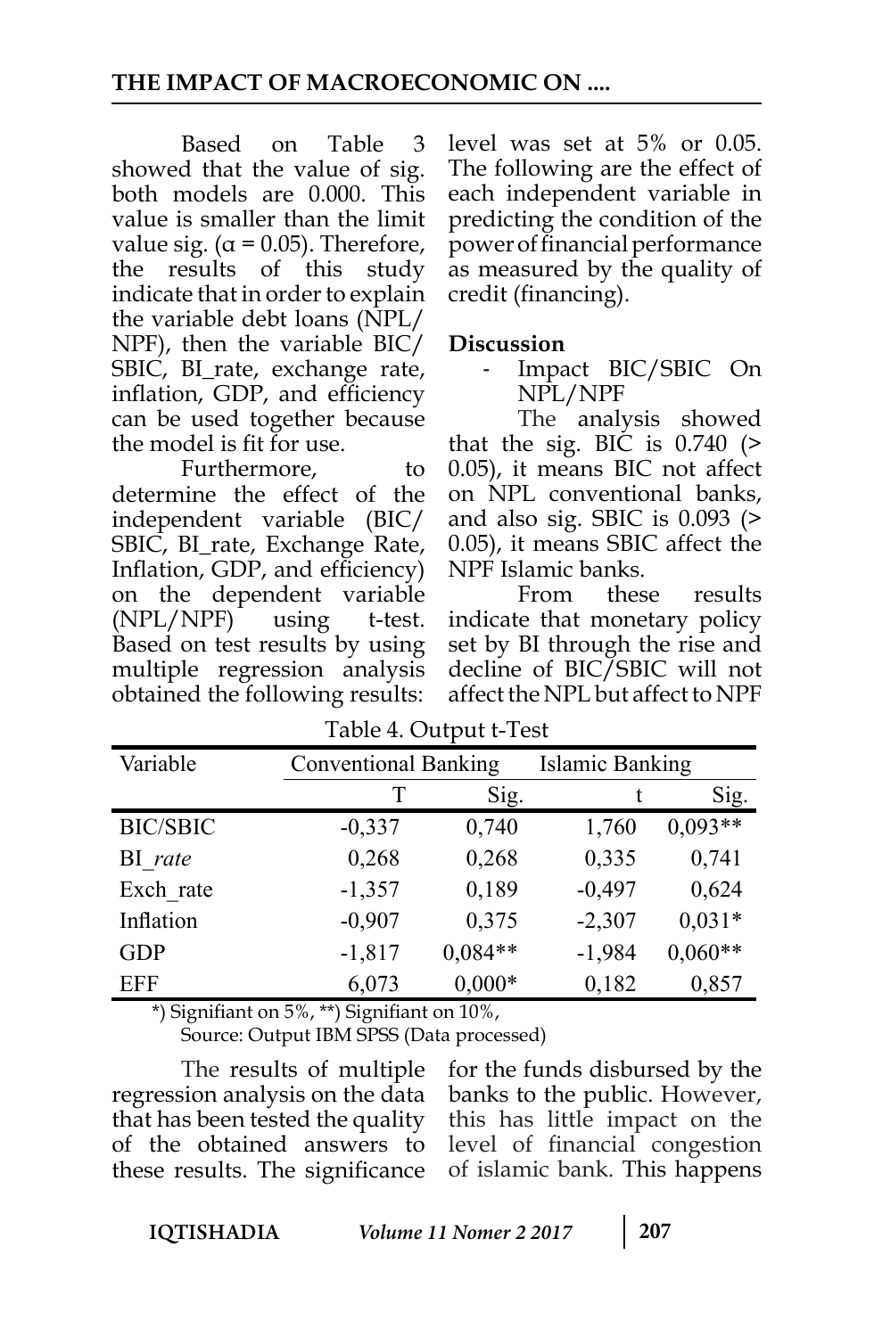Based on Table 3 showed that the value of sig. both models are 0.000. This value is smaller than the limit value sig. (α = 0.05). Therefore, the results of this study indicate that in order to explain the variable debt loans (NPL/NPF), then the variable BIC/SBIC, BI_rate, exchange rate, inflation, GDP, and efficiency can be used together because the model is fit for use.

Furthermore, to determine the effect of the independent variable (BIC/SBIC, BI_rate, Exchange Rate, Inflation, GDP, and efficiency) on the dependent variable (NPL/NPF) using t-test. Based on test results by using multiple regression analysis obtained the following results:

Table 4. Output t-Test

| Variable | Conventional Banking | | Islamic Banking | |
|---|---|---|---|---|
| | T | Sig. | t | Sig. |
| BIC/SBIC | -0,337 | 0,740 | 1,760 | 0,093** |
| BI_*rate* | 0,268 | 0,268 | 0,335 | 0,741 |
| Exch_rate | -1,357 | 0,189 | -0,497 | 0,624 |
| Inflation | -0,907 | 0,375 | -2,307 | 0,031* |
| GDP | -1,817 | 0,084** | -1,984 | 0,060** |
| EFF | 6,073 | 0,000* | 0,182 | 0,857 |

*) Signifiant on 5%, **) Signifiant on 10%,
Source: Output IBM SPSS (Data processed)

The results of multiple regression analysis on the data that has been tested the quality of the obtained answers to these results. The significance level was set at 5% or 0.05. The following are the effect of each independent variable in predicting the condition of the power of financial performance as measured by the quality of credit (financing).

## Discussion

- Impact BIC/SBIC On NPL/NPF

The analysis showed that the sig. BIC is 0.740 (> 0.05), it means BIC not affect on NPL conventional banks, and also sig. SBIC is 0.093 (> 0.05), it means SBIC affect the NPF Islamic banks.

From these results indicate that monetary policy set by BI through the rise and decline of BIC/SBIC will not affect the NPL but affect to NPF for the funds disbursed by the banks to the public. However, this has little impact on the level of financial congestion of islamic bank. This happens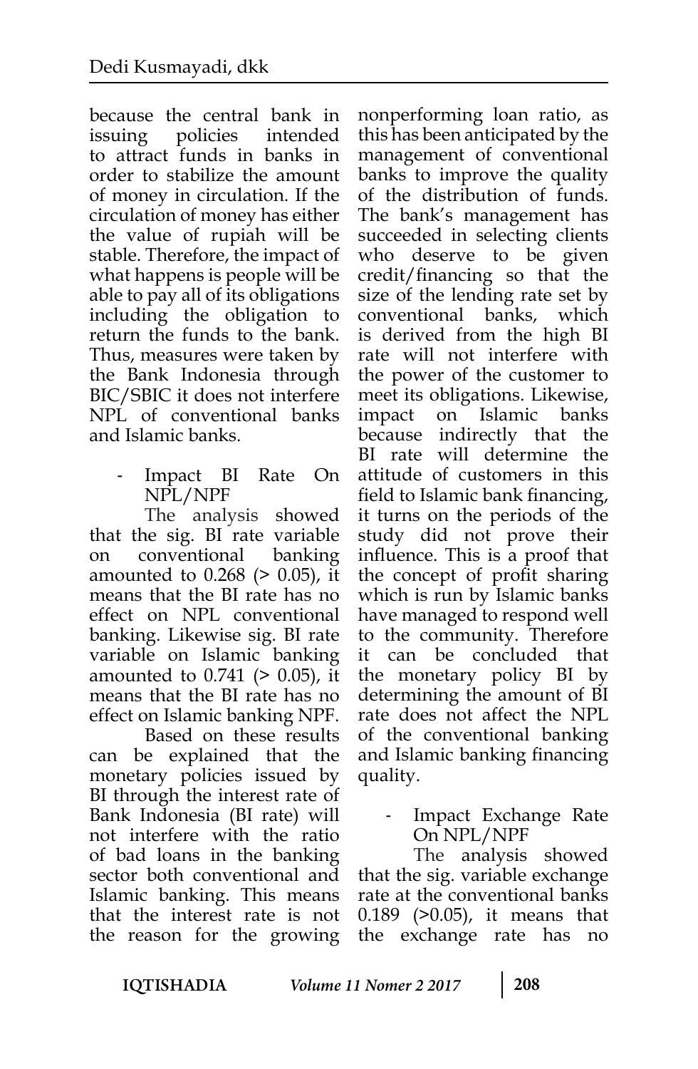because the central bank in issuing policies intended to attract funds in banks in order to stabilize the amount of money in circulation. If the circulation of money has either the value of rupiah will be stable. Therefore, the impact of what happens is people will be able to pay all of its obligations including the obligation to return the funds to the bank. Thus, measures were taken by the Bank Indonesia through BIC/SBIC it does not interfere NPL of conventional banks and Islamic banks.

- Impact BI Rate On NPL/NPF

The analysis showed that the sig. BI rate variable on conventional banking amounted to 0.268 (> 0.05), it means that the BI rate has no effect on NPL conventional banking. Likewise sig. BI rate variable on Islamic banking amounted to 0.741 (> 0.05), it means that the BI rate has no effect on Islamic banking NPF.

Based on these results can be explained that the monetary policies issued by BI through the interest rate of Bank Indonesia (BI rate) will not interfere with the ratio of bad loans in the banking sector both conventional and Islamic banking. This means that the interest rate is not the reason for the growing nonperforming loan ratio, as this has been anticipated by the management of conventional banks to improve the quality of the distribution of funds. The bank's management has succeeded in selecting clients who deserve to be given credit/financing so that the size of the lending rate set by conventional banks, which is derived from the high BI rate will not interfere with the power of the customer to meet its obligations. Likewise, impact on Islamic banks because indirectly that the BI rate will determine the attitude of customers in this field to Islamic bank financing, it turns on the periods of the study did not prove their influence. This is a proof that the concept of profit sharing which is run by Islamic banks have managed to respond well to the community. Therefore it can be concluded that the monetary policy BI by determining the amount of BI rate does not affect the NPL of the conventional banking and Islamic banking financing quality.

- Impact Exchange Rate On NPL/NPF

The analysis showed that the sig. variable exchange rate at the conventional banks 0.189 (>0.05), it means that the exchange rate has no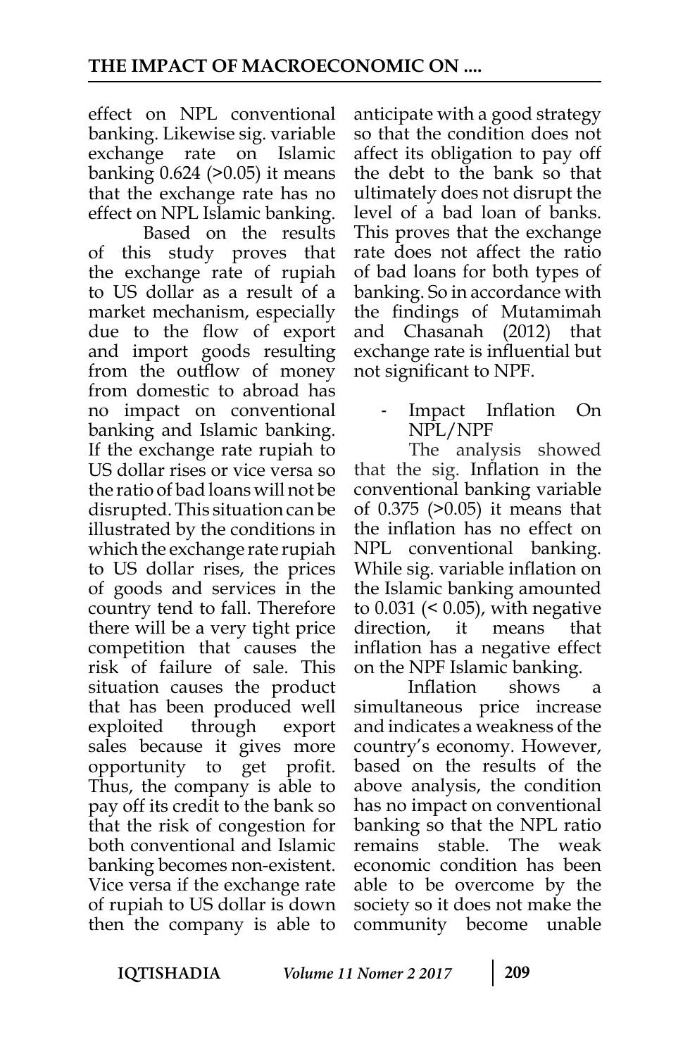effect on NPL conventional banking. Likewise sig. variable exchange rate on Islamic banking 0.624 (>0.05) it means that the exchange rate has no effect on NPL Islamic banking.

Based on the results of this study proves that the exchange rate of rupiah to US dollar as a result of a market mechanism, especially due to the flow of export and import goods resulting from the outflow of money from domestic to abroad has no impact on conventional banking and Islamic banking. If the exchange rate rupiah to US dollar rises or vice versa so the ratio of bad loans will not be disrupted. This situation can be illustrated by the conditions in which the exchange rate rupiah to US dollar rises, the prices of goods and services in the country tend to fall. Therefore there will be a very tight price competition that causes the risk of failure of sale. This situation causes the product that has been produced well exploited through export sales because it gives more opportunity to get profit. Thus, the company is able to pay off its credit to the bank so that the risk of congestion for both conventional and Islamic banking becomes non-existent. Vice versa if the exchange rate of rupiah to US dollar is down then the company is able to anticipate with a good strategy so that the condition does not affect its obligation to pay off the debt to the bank so that ultimately does not disrupt the level of a bad loan of banks. This proves that the exchange rate does not affect the ratio of bad loans for both types of banking. So in accordance with the findings of Mutamimah and Chasanah (2012) that exchange rate is influential but not significant to NPF.

- Impact Inflation On NPL/NPF

The analysis showed that the sig. Inflation in the conventional banking variable of 0.375 (>0.05) it means that the inflation has no effect on NPL conventional banking. While sig. variable inflation on the Islamic banking amounted to 0.031 (< 0.05), with negative direction, it means that inflation has a negative effect on the NPF Islamic banking.

Inflation shows a simultaneous price increase and indicates a weakness of the country's economy. However, based on the results of the above analysis, the condition has no impact on conventional banking so that the NPL ratio remains stable. The weak economic condition has been able to be overcome by the society so it does not make the community become unable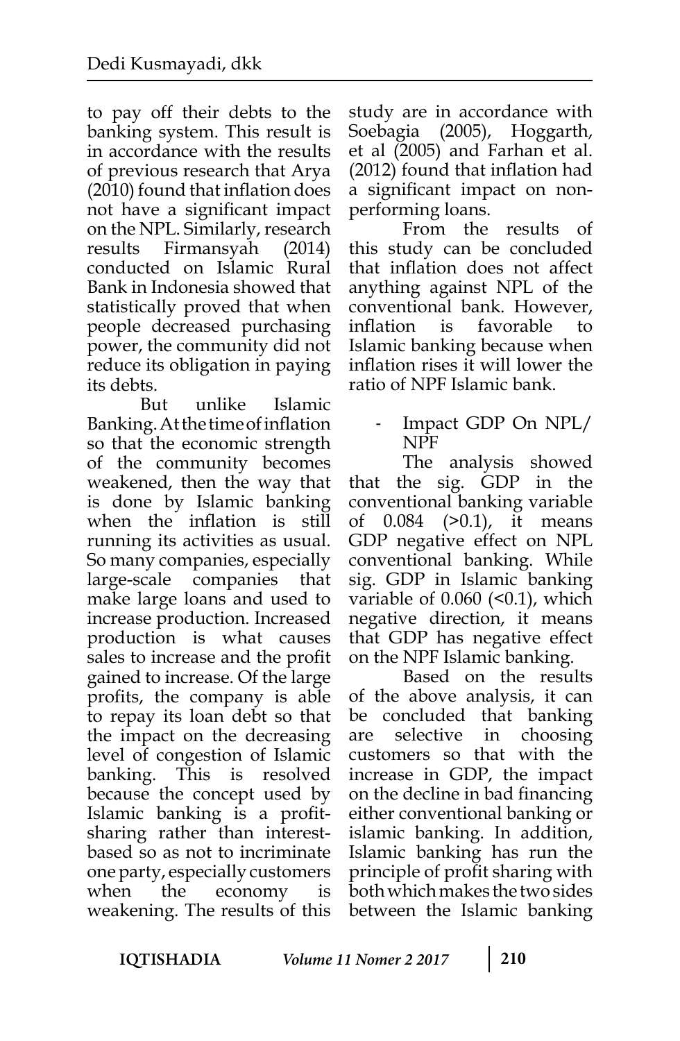to pay off their debts to the banking system. This result is in accordance with the results of previous research that Arya (2010) found that inflation does not have a significant impact on the NPL. Similarly, research results Firmansyah (2014) conducted on Islamic Rural Bank in Indonesia showed that statistically proved that when people decreased purchasing power, the community did not reduce its obligation in paying its debts.

But unlike Islamic Banking. At the time of inflation so that the economic strength of the community becomes weakened, then the way that is done by Islamic banking when the inflation is still running its activities as usual. So many companies, especially large-scale companies that make large loans and used to increase production. Increased production is what causes sales to increase and the profit gained to increase. Of the large profits, the company is able to repay its loan debt so that the impact on the decreasing level of congestion of Islamic banking. This is resolved because the concept used by Islamic banking is a profit-sharing rather than interest-based so as not to incriminate one party, especially customers when the economy is weakening. The results of this study are in accordance with Soebagia (2005), Hoggarth, et al (2005) and Farhan et al. (2012) found that inflation had a significant impact on non-performing loans.

From the results of this study can be concluded that inflation does not affect anything against NPL of the conventional bank. However, inflation is favorable to Islamic banking because when inflation rises it will lower the ratio of NPF Islamic bank.

- Impact GDP On NPL/ NPF

The analysis showed that the sig. GDP in the conventional banking variable of 0.084 (>0.1), it means GDP negative effect on NPL conventional banking. While sig. GDP in Islamic banking variable of 0.060 (<0.1), which negative direction, it means that GDP has negative effect on the NPF Islamic banking.

Based on the results of the above analysis, it can be concluded that banking are selective in choosing customers so that with the increase in GDP, the impact on the decline in bad financing either conventional banking or islamic banking. In addition, Islamic banking has run the principle of profit sharing with both which makes the two sides between the Islamic banking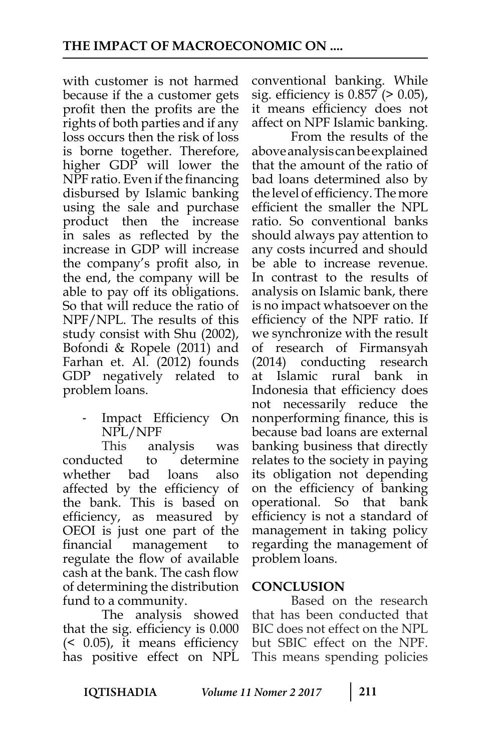with customer is not harmed because if the a customer gets profit then the profits are the rights of both parties and if any loss occurs then the risk of loss is borne together. Therefore, higher GDP will lower the NPF ratio. Even if the financing disbursed by Islamic banking using the sale and purchase product then the increase in sales as reflected by the increase in GDP will increase the company's profit also, in the end, the company will be able to pay off its obligations. So that will reduce the ratio of NPF/NPL. The results of this study consist with Shu (2002), Bofondi & Ropele (2011) and Farhan et. Al. (2012) founds GDP negatively related to problem loans.

- Impact Efficiency On NPL/NPF

This analysis was conducted to determine whether bad loans also affected by the efficiency of the bank. This is based on efficiency, as measured by OEOI is just one part of the financial management to regulate the flow of available cash at the bank. The cash flow of determining the distribution fund to a community.

The analysis showed that the sig. efficiency is 0.000 (< 0.05), it means efficiency has positive effect on NPL conventional banking. While sig. efficiency is 0.857 (> 0.05), it means efficiency does not affect on NPF Islamic banking.

From the results of the above analysis can be explained that the amount of the ratio of bad loans determined also by the level of efficiency. The more efficient the smaller the NPL ratio. So conventional banks should always pay attention to any costs incurred and should be able to increase revenue. In contrast to the results of analysis on Islamic bank, there is no impact whatsoever on the efficiency of the NPF ratio. If we synchronize with the result of research of Firmansyah (2014) conducting research at Islamic rural bank in Indonesia that efficiency does not necessarily reduce the nonperforming finance, this is because bad loans are external banking business that directly relates to the society in paying its obligation not depending on the efficiency of banking operational. So that bank efficiency is not a standard of management in taking policy regarding the management of problem loans.

## CONCLUSION

Based on the research that has been conducted that BIC does not effect on the NPL but SBIC effect on the NPF. This means spending policies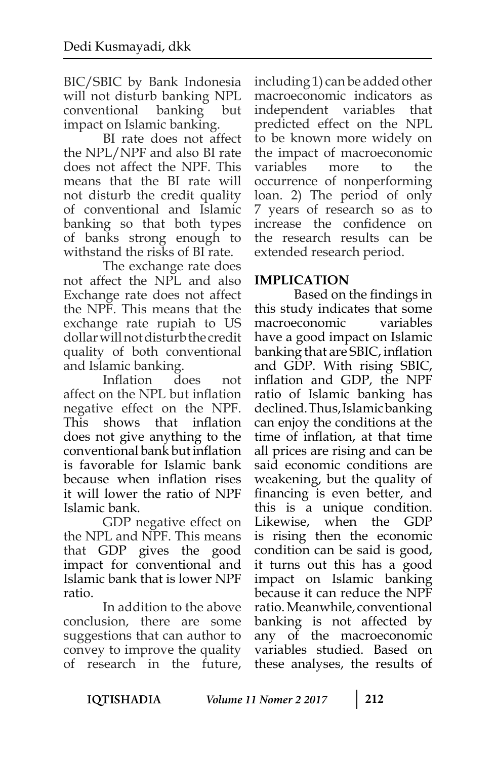BIC/SBIC by Bank Indonesia will not disturb banking NPL conventional banking but impact on Islamic banking.

BI rate does not affect the NPL/NPF and also BI rate does not affect the NPF. This means that the BI rate will not disturb the credit quality of conventional and Islamic banking so that both types of banks strong enough to withstand the risks of BI rate.

The exchange rate does not affect the NPL and also Exchange rate does not affect the NPF. This means that the exchange rate rupiah to US dollar will not disturb the credit quality of both conventional and Islamic banking.

Inflation does not affect on the NPL but inflation negative effect on the NPF. This shows that inflation does not give anything to the conventional bank but inflation is favorable for Islamic bank because when inflation rises it will lower the ratio of NPF Islamic bank.

GDP negative effect on the NPL and NPF. This means that GDP gives the good impact for conventional and Islamic bank that is lower NPF ratio.

In addition to the above conclusion, there are some suggestions that can author to convey to improve the quality of research in the future, including 1) can be added other macroeconomic indicators as independent variables that predicted effect on the NPL to be known more widely on the impact of macroeconomic variables more to the occurrence of nonperforming loan. 2) The period of only 7 years of research so as to increase the confidence on the research results can be extended research period.

## IMPLICATION

Based on the findings in this study indicates that some macroeconomic variables have a good impact on Islamic banking that are SBIC, inflation and GDP. With rising SBIC, inflation and GDP, the NPF ratio of Islamic banking has declined. Thus, Islamic banking can enjoy the conditions at the time of inflation, at that time all prices are rising and can be said economic conditions are weakening, but the quality of financing is even better, and this is a unique condition. Likewise, when the GDP is rising then the economic condition can be said is good, it turns out this has a good impact on Islamic banking because it can reduce the NPF ratio. Meanwhile, conventional banking is not affected by any of the macroeconomic variables studied. Based on these analyses, the results of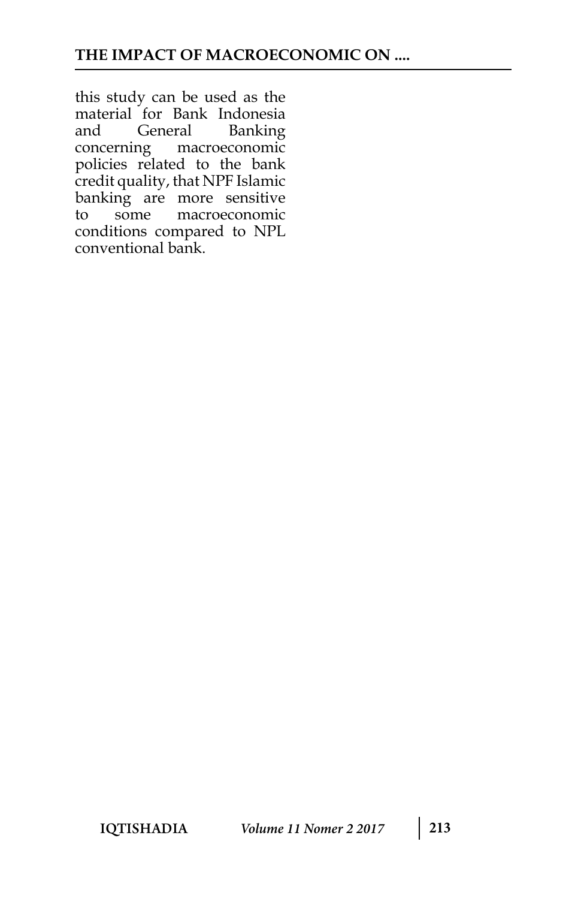this study can be used as the material for Bank Indonesia and General Banking concerning macroeconomic policies related to the bank credit quality, that NPF Islamic banking are more sensitive to some macroeconomic conditions compared to NPL conventional bank.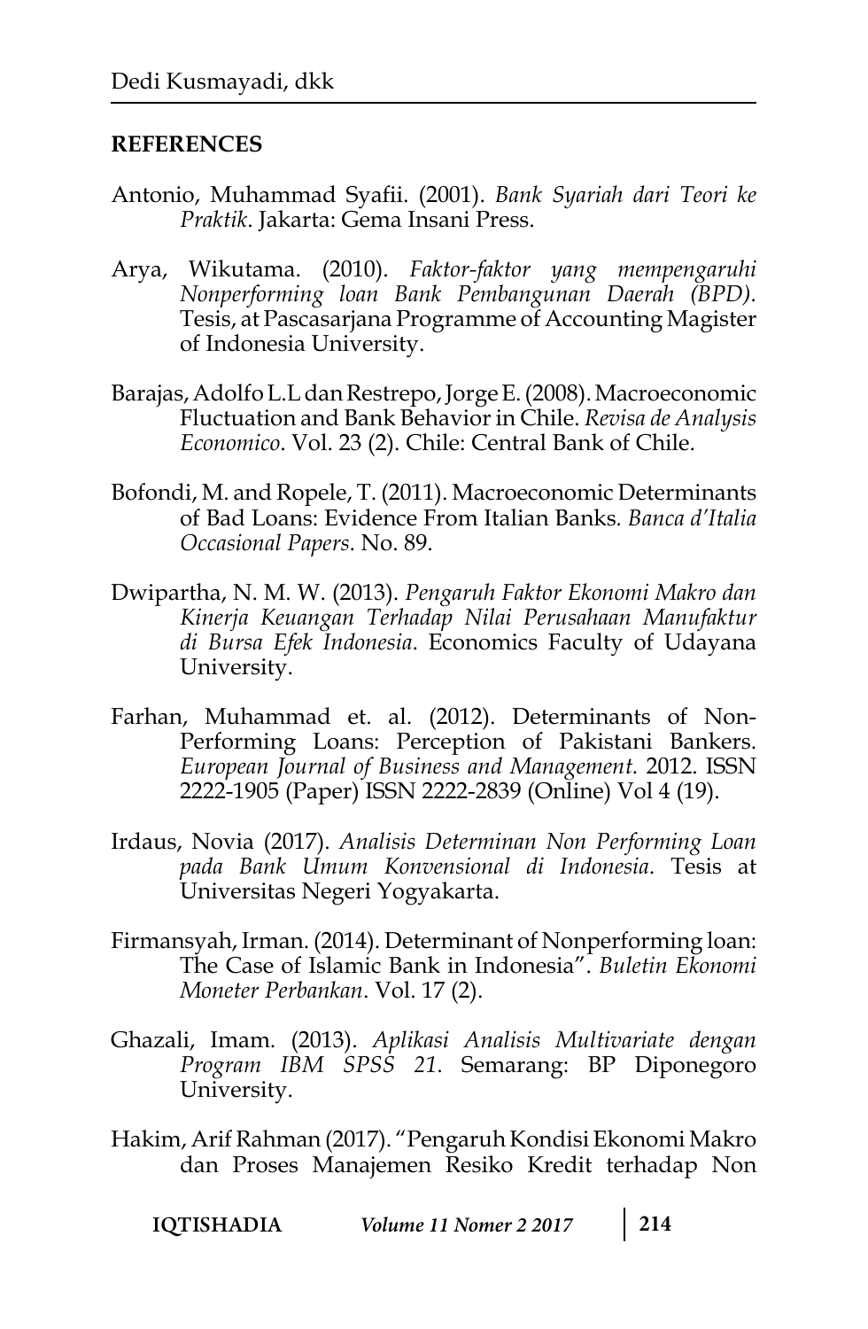**REFERENCES**

Antonio, Muhammad Syafii. (2001). *Bank Syariah dari Teori ke Praktik*. Jakarta: Gema Insani Press.

Arya, Wikutama. (2010). *Faktor-faktor yang mempengaruhi Nonperforming loan Bank Pembangunan Daerah (BPD).* Tesis, at Pascasarjana Programme of Accounting Magister of Indonesia University.

Barajas, Adolfo L.L dan Restrepo, Jorge E. (2008). Macroeconomic Fluctuation and Bank Behavior in Chile. *Revisa de Analysis Economico*. Vol. 23 (2). Chile: Central Bank of Chile.

Bofondi, M. and Ropele, T. (2011). Macroeconomic Determinants of Bad Loans: Evidence From Italian Banks*. Banca d'Italia Occasional Papers*. No. 89.

Dwipartha, N. M. W. (2013). *Pengaruh Faktor Ekonomi Makro dan Kinerja Keuangan Terhadap Nilai Perusahaan Manufaktur di Bursa Efek Indonesia*. Economics Faculty of Udayana University.

Farhan, Muhammad et. al. (2012). Determinants of Non-Performing Loans: Perception of Pakistani Bankers. *European Journal of Business and Management.* 2012. ISSN 2222-1905 (Paper) ISSN 2222-2839 (Online) Vol 4 (19).

Irdaus, Novia (2017). *Analisis Determinan Non Performing Loan pada Bank Umum Konvensional di Indonesia*. Tesis at Universitas Negeri Yogyakarta.

Firmansyah, Irman. (2014). Determinant of Nonperforming loan: The Case of Islamic Bank in Indonesia". *Buletin Ekonomi Moneter Perbankan*. Vol. 17 (2).

Ghazali, Imam. (2013). *Aplikasi Analisis Multivariate dengan Program IBM SPSS 21*. Semarang: BP Diponegoro University.

Hakim, Arif Rahman (2017). "Pengaruh Kondisi Ekonomi Makro dan Proses Manajemen Resiko Kredit terhadap Non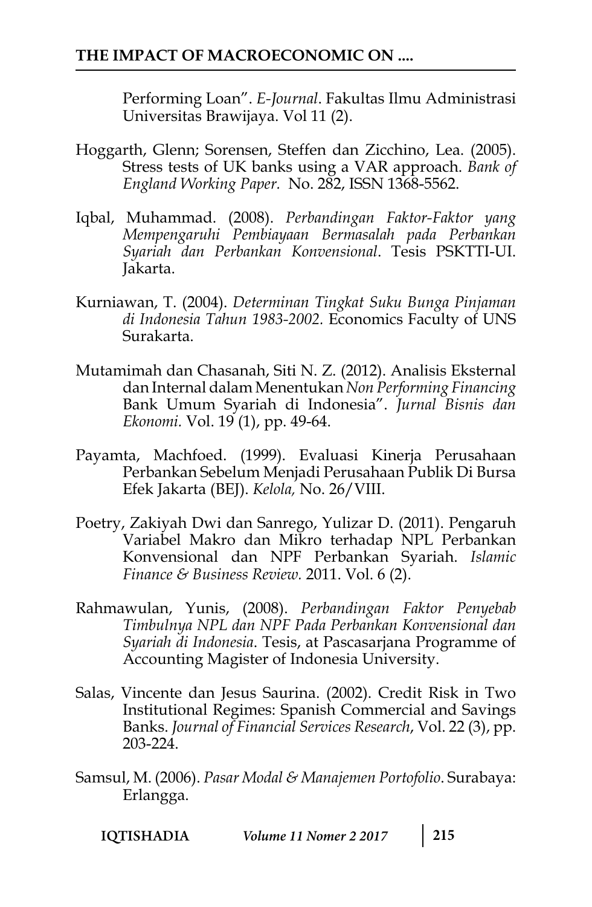Performing Loan". *E-Journal*. Fakultas Ilmu Administrasi Universitas Brawijaya. Vol 11 (2).

Hoggarth, Glenn; Sorensen, Steffen dan Zicchino, Lea. (2005). Stress tests of UK banks using a VAR approach. *Bank of England Working Paper.* No. 282, ISSN 1368-5562.

Iqbal, Muhammad. (2008). *Perbandingan Faktor-Faktor yang Mempengaruhi Pembiayaan Bermasalah pada Perbankan Syariah dan Perbankan Konvensional*. Tesis PSKTTI-UI. Jakarta.

Kurniawan, T. (2004). *Determinan Tingkat Suku Bunga Pinjaman di Indonesia Tahun 1983-2002.* Economics Faculty of UNS Surakarta.

Mutamimah dan Chasanah, Siti N. Z. (2012). Analisis Eksternal dan Internal dalam Menentukan *Non Performing Financing* Bank Umum Syariah di Indonesia". *Jurnal Bisnis dan Ekonomi.* Vol. 19 (1), pp. 49-64.

Payamta, Machfoed. (1999). Evaluasi Kinerja Perusahaan Perbankan Sebelum Menjadi Perusahaan Publik Di Bursa Efek Jakarta (BEJ). *Kelola,* No. 26/VIII.

Poetry, Zakiyah Dwi dan Sanrego, Yulizar D. (2011). Pengaruh Variabel Makro dan Mikro terhadap NPL Perbankan Konvensional dan NPF Perbankan Syariah. *Islamic Finance & Business Review.* 2011. Vol. 6 (2).

Rahmawulan, Yunis, (2008). *Perbandingan Faktor Penyebab Timbulnya NPL dan NPF Pada Perbankan Konvensional dan Syariah di Indonesia*. Tesis, at Pascasarjana Programme of Accounting Magister of Indonesia University.

Salas, Vincente dan Jesus Saurina. (2002). Credit Risk in Two Institutional Regimes: Spanish Commercial and Savings Banks. *Journal of Financial Services Research*, Vol. 22 (3), pp. 203-224.

Samsul, M. (2006). *Pasar Modal & Manajemen Portofolio*. Surabaya: Erlangga.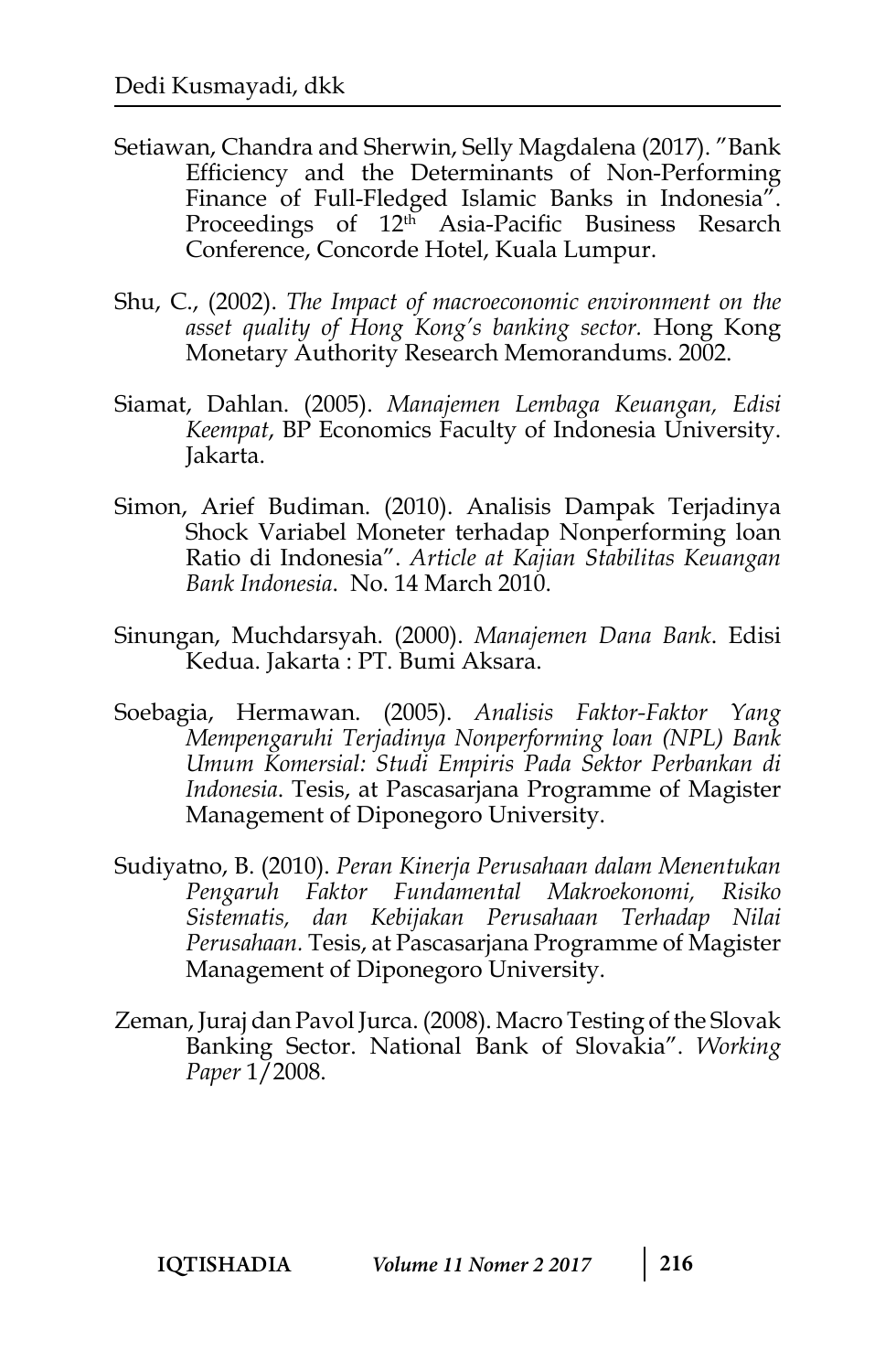Setiawan, Chandra and Sherwin, Selly Magdalena (2017). "Bank Efficiency and the Determinants of Non-Performing Finance of Full-Fledged Islamic Banks in Indonesia". Proceedings of 12th Asia-Pacific Business Resarch Conference, Concorde Hotel, Kuala Lumpur.

Shu, C., (2002). *The Impact of macroeconomic environment on the asset quality of Hong Kong's banking sector.* Hong Kong Monetary Authority Research Memorandums. 2002.

Siamat, Dahlan. (2005). *Manajemen Lembaga Keuangan, Edisi Keempat*, BP Economics Faculty of Indonesia University. Jakarta.

Simon, Arief Budiman. (2010). Analisis Dampak Terjadinya Shock Variabel Moneter terhadap Nonperforming loan Ratio di Indonesia". *Article at Kajian Stabilitas Keuangan Bank Indonesia*. No. 14 March 2010.

Sinungan, Muchdarsyah. (2000). *Manajemen Dana Bank*. Edisi Kedua. Jakarta : PT. Bumi Aksara.

Soebagia, Hermawan. (2005). *Analisis Faktor-Faktor Yang Mempengaruhi Terjadinya Nonperforming loan (NPL) Bank Umum Komersial: Studi Empiris Pada Sektor Perbankan di Indonesia*. Tesis, at Pascasarjana Programme of Magister Management of Diponegoro University.

Sudiyatno, B. (2010). *Peran Kinerja Perusahaan dalam Menentukan Pengaruh Faktor Fundamental Makroekonomi, Risiko Sistematis, dan Kebijakan Perusahaan Terhadap Nilai Perusahaan.* Tesis, at Pascasarjana Programme of Magister Management of Diponegoro University.

Zeman, Juraj dan Pavol Jurca. (2008). Macro Testing of the Slovak Banking Sector. National Bank of Slovakia". *Working Paper* 1/2008.